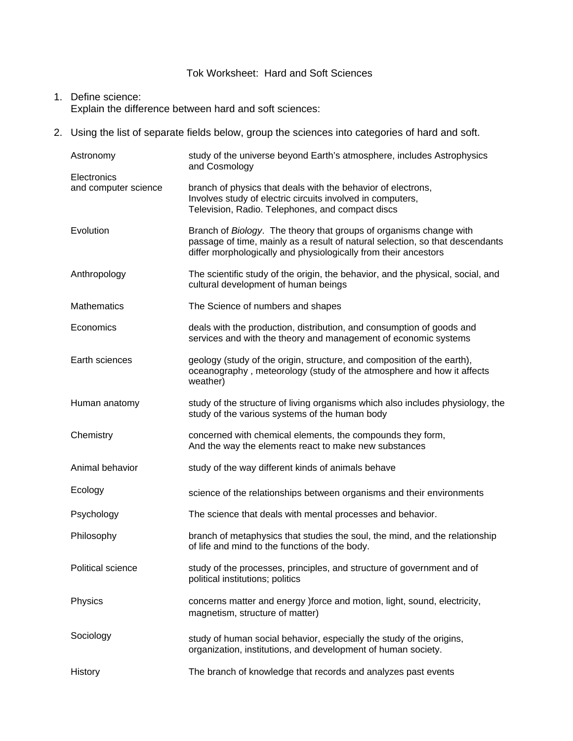# Tok Worksheet: Hard and Soft Sciences

1. Define science:
   Explain the difference between hard and soft sciences:

2. Using the list of separate fields below, group the sciences into categories of hard and soft.

| | |
|---|---|
| Astronomy | study of the universe beyond Earth's atmosphere, includes Astrophysics and Cosmology |
| Electronics and computer science | branch of physics that deals with the behavior of electrons, Involves study of electric circuits involved in computers, Television, Radio. Telephones, and compact discs |
| Evolution | Branch of *Biology*. The theory that groups of organisms change with passage of time, mainly as a result of natural selection, so that descendants differ morphologically and physiologically from their ancestors |
| Anthropology | The scientific study of the origin, the behavior, and the physical, social, and cultural development of human beings |
| Mathematics | The Science of numbers and shapes |
| Economics | deals with the production, distribution, and consumption of goods and services and with the theory and management of economic systems |
| Earth sciences | geology (study of the origin, structure, and composition of the earth), oceanography , meteorology (study of the atmosphere and how it affects weather) |
| Human anatomy | study of the structure of living organisms which also includes physiology, the study of the various systems of the human body |
| Chemistry | concerned with chemical elements, the compounds they form, And the way the elements react to make new substances |
| Animal behavior | study of the way different kinds of animals behave |
| Ecology | science of the relationships between organisms and their environments |
| Psychology | The science that deals with mental processes and behavior. |
| Philosophy | branch of metaphysics that studies the soul, the mind, and the relationship of life and mind to the functions of the body. |
| Political science | study of the processes, principles, and structure of government and of political institutions; politics |
| Physics | concerns matter and energy )force and motion, light, sound, electricity, magnetism, structure of matter) |
| Sociology | study of human social behavior, especially the study of the origins, organization, institutions, and development of human society. |
| History | The branch of knowledge that records and analyzes past events |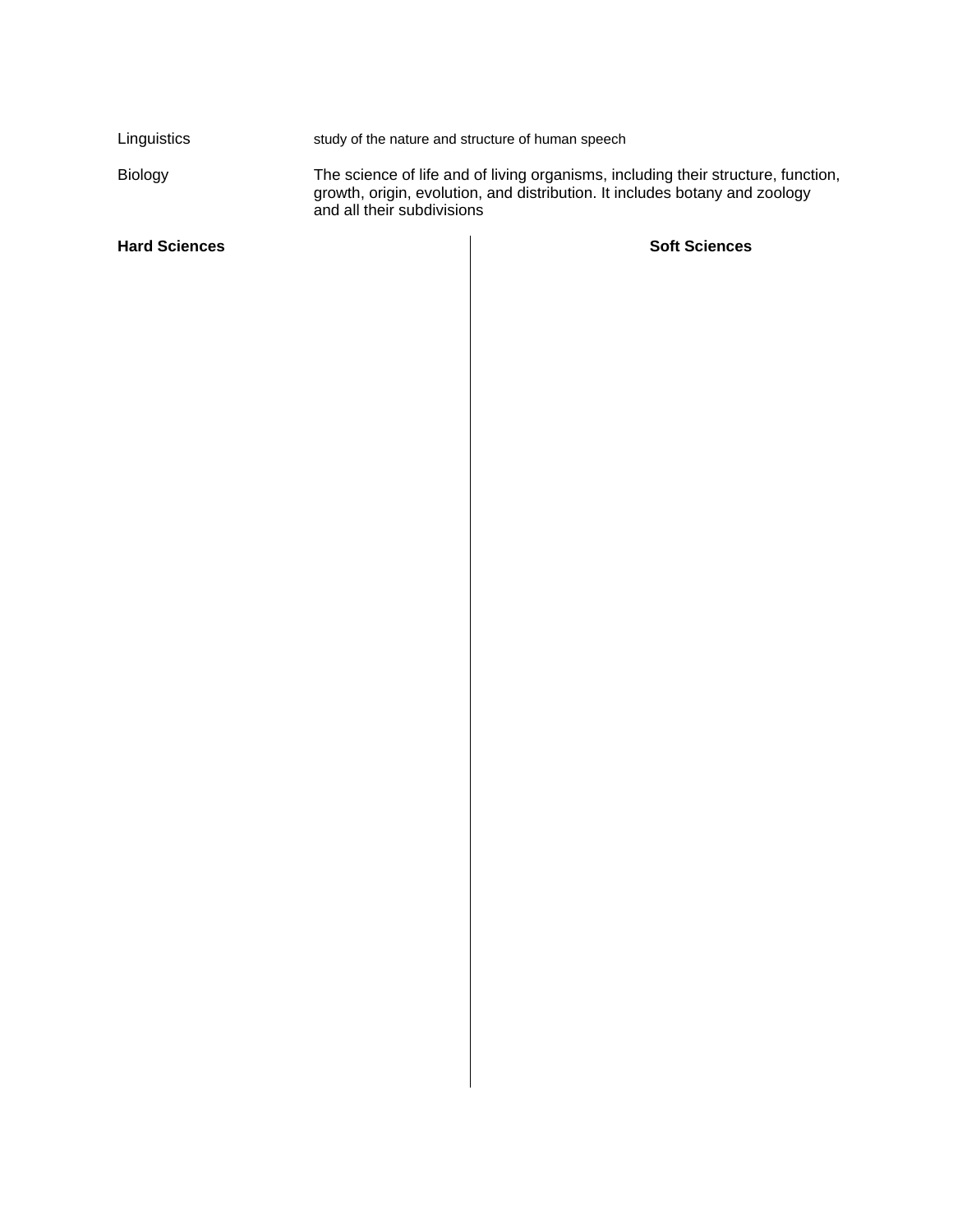| | |
|---|---|
| Linguistics | study of the nature and structure of human speech |
| Biology | The science of life and of living organisms, including their structure, function, growth, origin, evolution, and distribution. It includes botany and zoology and all their subdivisions |

| **Hard Sciences** | **Soft Sciences** |
|---|---|
| | |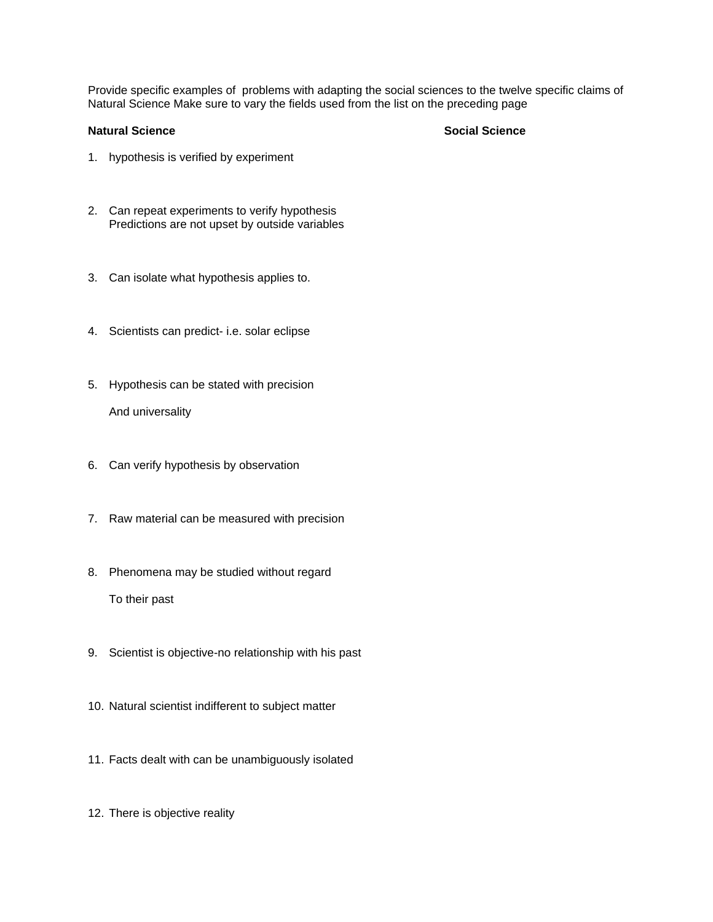Provide specific examples of problems with adapting the social sciences to the twelve specific claims of Natural Science Make sure to vary the fields used from the list on the preceding page

| Natural Science | Social Science |
|---|---|
| 1. hypothesis is verified by experiment | |
| 2. Can repeat experiments to verify hypothesis<br>Predictions are not upset by outside variables | |
| 3. Can isolate what hypothesis applies to. | |
| 4. Scientists can predict- i.e. solar eclipse | |
| 5. Hypothesis can be stated with precision<br><br>And universality | |
| 6. Can verify hypothesis by observation | |
| 7. Raw material can be measured with precision | |
| 8. Phenomena may be studied without regard<br><br>To their past | |
| 9. Scientist is objective-no relationship with his past | |
| 10. Natural scientist indifferent to subject matter | |
| 11. Facts dealt with can be unambiguously isolated | |
| 12. There is objective reality | |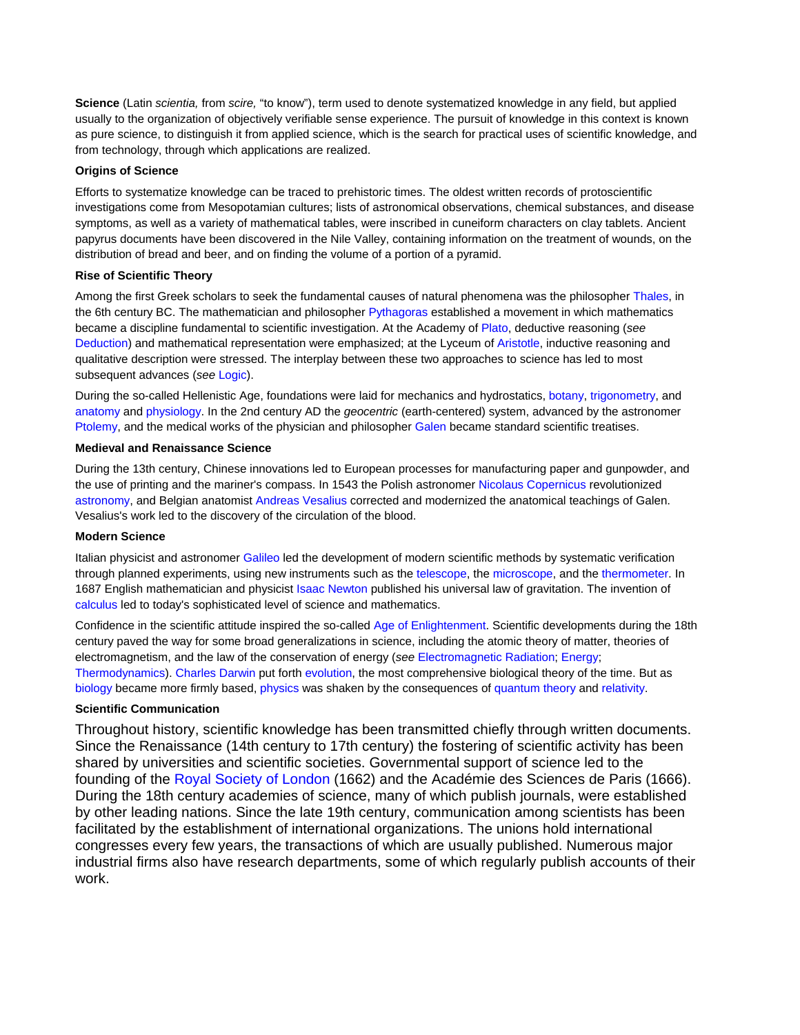**Science** (Latin *scientia,* from *scire,* "to know"), term used to denote systematized knowledge in any field, but applied usually to the organization of objectively verifiable sense experience. The pursuit of knowledge in this context is known as pure science, to distinguish it from applied science, which is the search for practical uses of scientific knowledge, and from technology, through which applications are realized.

**Origins of Science**

Efforts to systematize knowledge can be traced to prehistoric times. The oldest written records of protoscientific investigations come from Mesopotamian cultures; lists of astronomical observations, chemical substances, and disease symptoms, as well as a variety of mathematical tables, were inscribed in cuneiform characters on clay tablets. Ancient papyrus documents have been discovered in the Nile Valley, containing information on the treatment of wounds, on the distribution of bread and beer, and on finding the volume of a portion of a pyramid.

**Rise of Scientific Theory**

Among the first Greek scholars to seek the fundamental causes of natural phenomena was the philosopher Thales, in the 6th century BC. The mathematician and philosopher Pythagoras established a movement in which mathematics became a discipline fundamental to scientific investigation. At the Academy of Plato, deductive reasoning (*see* Deduction) and mathematical representation were emphasized; at the Lyceum of Aristotle, inductive reasoning and qualitative description were stressed. The interplay between these two approaches to science has led to most subsequent advances (*see* Logic).

During the so-called Hellenistic Age, foundations were laid for mechanics and hydrostatics, botany, trigonometry, and anatomy and physiology. In the 2nd century AD the *geocentric* (earth-centered) system, advanced by the astronomer Ptolemy, and the medical works of the physician and philosopher Galen became standard scientific treatises.

**Medieval and Renaissance Science**

During the 13th century, Chinese innovations led to European processes for manufacturing paper and gunpowder, and the use of printing and the mariner's compass. In 1543 the Polish astronomer Nicolaus Copernicus revolutionized astronomy, and Belgian anatomist Andreas Vesalius corrected and modernized the anatomical teachings of Galen. Vesalius's work led to the discovery of the circulation of the blood.

**Modern Science**

Italian physicist and astronomer Galileo led the development of modern scientific methods by systematic verification through planned experiments, using new instruments such as the telescope, the microscope, and the thermometer. In 1687 English mathematician and physicist Isaac Newton published his universal law of gravitation. The invention of calculus led to today's sophisticated level of science and mathematics.

Confidence in the scientific attitude inspired the so-called Age of Enlightenment. Scientific developments during the 18th century paved the way for some broad generalizations in science, including the atomic theory of matter, theories of electromagnetism, and the law of the conservation of energy (*see* Electromagnetic Radiation; Energy; Thermodynamics). Charles Darwin put forth evolution, the most comprehensive biological theory of the time. But as biology became more firmly based, physics was shaken by the consequences of quantum theory and relativity.

**Scientific Communication**

Throughout history, scientific knowledge has been transmitted chiefly through written documents. Since the Renaissance (14th century to 17th century) the fostering of scientific activity has been shared by universities and scientific societies. Governmental support of science led to the founding of the Royal Society of London (1662) and the Académie des Sciences de Paris (1666). During the 18th century academies of science, many of which publish journals, were established by other leading nations. Since the late 19th century, communication among scientists has been facilitated by the establishment of international organizations. The unions hold international congresses every few years, the transactions of which are usually published. Numerous major industrial firms also have research departments, some of which regularly publish accounts of their work.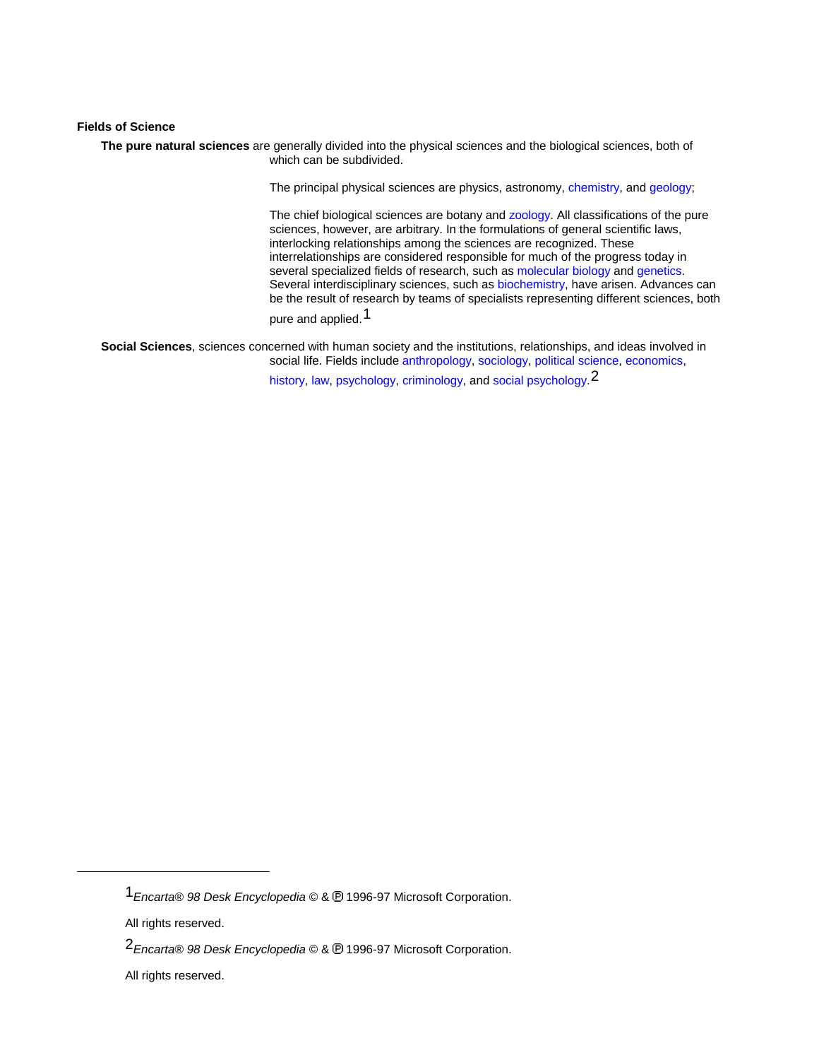**Fields of Science**

**The pure natural sciences** are generally divided into the physical sciences and the biological sciences, both of which can be subdivided.

The principal physical sciences are physics, astronomy, chemistry, and geology;

The chief biological sciences are botany and zoology. All classifications of the pure sciences, however, are arbitrary. In the formulations of general scientific laws, interlocking relationships among the sciences are recognized. These interrelationships are considered responsible for much of the progress today in several specialized fields of research, such as molecular biology and genetics. Several interdisciplinary sciences, such as biochemistry, have arisen. Advances can be the result of research by teams of specialists representing different sciences, both pure and applied.[1]

**Social Sciences**, sciences concerned with human society and the institutions, relationships, and ideas involved in social life. Fields include anthropology, sociology, political science, economics, history, law, psychology, criminology, and social psychology.[2]

---

[1] *Encarta® 98 Desk Encyclopedia* © & ℗ 1996-97 Microsoft Corporation.

All rights reserved.

[2] *Encarta® 98 Desk Encyclopedia* © & ℗ 1996-97 Microsoft Corporation.

All rights reserved.